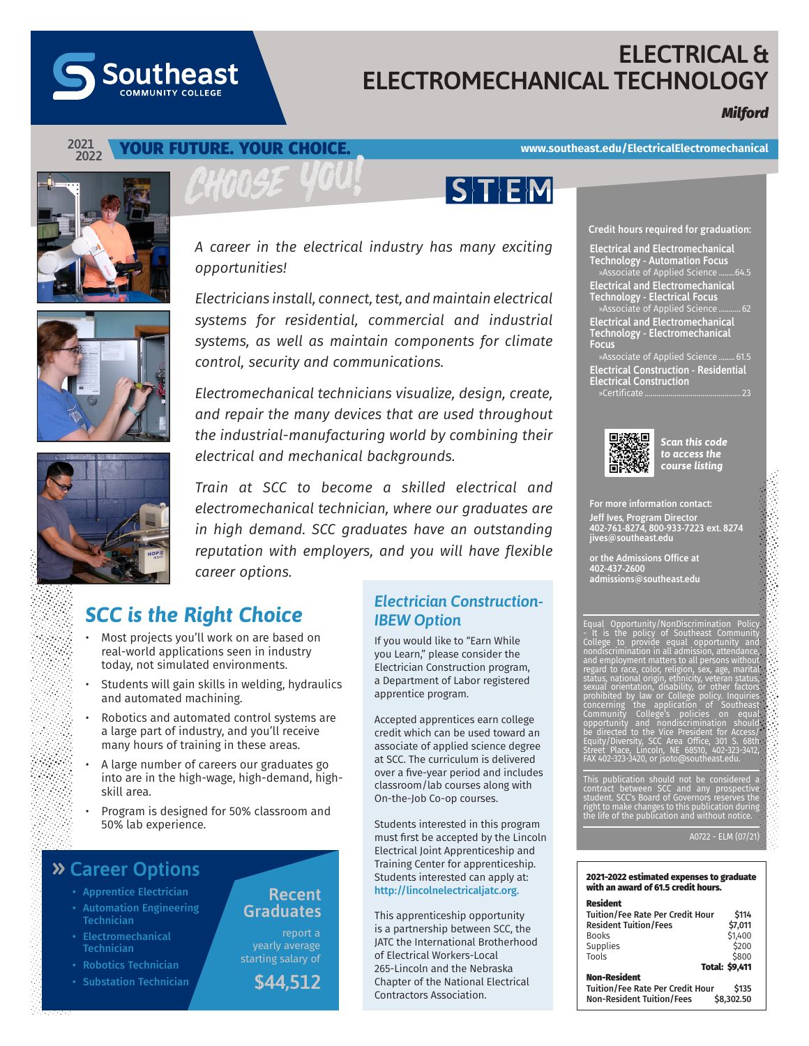# ELECTRICAL & ELECTROMECHANICAL TECHNOLOGY

***Milford***

Southeast Community College

2021 2022 **YOUR FUTURE. YOUR CHOICE.**

www.southeast.edu/ElectricalElectromechanical

CHOOSE YOU!

STEM

*A career in the electrical industry has many exciting opportunities!*

*Electricians install, connect, test, and maintain electrical systems for residential, commercial and industrial systems, as well as maintain components for climate control, security and communications.*

*Electromechanical technicians visualize, design, create, and repair the many devices that are used throughout the industrial-manufacturing world by combining their electrical and mechanical backgrounds.*

*Train at SCC to become a skilled electrical and electromechanical technician, where our graduates are in high demand. SCC graduates have an outstanding reputation with employers, and you will have flexible career options.*

## *SCC is the Right Choice*

- Most projects you'll work on are based on real-world applications seen in industry today, not simulated environments.
- Students will gain skills in welding, hydraulics and automated machining.
- Robotics and automated control systems are a large part of industry, and you'll receive many hours of training in these areas.
- A large number of careers our graduates go into are in the high-wage, high-demand, high-skill area.
- Program is designed for 50% classroom and 50% lab experience.

## » Career Options

- Apprentice Electrician
- Automation Engineering Technician
- Electromechanical Technician
- Robotics Technician
- Substation Technician

**Recent Graduates** report a yearly average starting salary of **$44,512**

## *Electrician Construction-IBEW Option*

If you would like to "Earn While you Learn," please consider the Electrician Construction program, a Department of Labor registered apprentice program.

Accepted apprentices earn college credit which can be used toward an associate of applied science degree at SCC. The curriculum is delivered over a five-year period and includes classroom/lab courses along with On-the-Job Co-op courses.

Students interested in this program must first be accepted by the Lincoln Electrical Joint Apprenticeship and Training Center for apprenticeship. Students interested can apply at: http://lincolnelectricaljatc.org.

This apprenticeship opportunity is a partnership between SCC, the JATC the International Brotherhood of Electrical Workers-Local 265-Lincoln and the Nebraska Chapter of the National Electrical Contractors Association.

**Credit hours required for graduation:**

**Electrical and Electromechanical Technology - Automation Focus**
»Associate of Applied Science ........64.5

**Electrical and Electromechanical Technology - Electrical Focus**
»Associate of Applied Science ........... 62

**Electrical and Electromechanical Technology - Electromechanical Focus**
»Associate of Applied Science ........ 61.5

**Electrical Construction - Residential Electrical Construction**
»Certificate ........ 23

***Scan this code to access the course listing***

**For more information contact:**

**Jeff Ives, Program Director**
**402-761-8274, 800-933-7223 ext. 8274**
**jives@southeast.edu**

**or the Admissions Office at**
**402-437-2600**
**admissions@southeast.edu**

Equal Opportunity/NonDiscrimination Policy - It is the policy of Southeast Community College to provide equal opportunity and nondiscrimination in all admission, attendance, and employment matters to all persons without regard to race, color, religion, sex, age, marital status, national origin, ethnicity, veteran status, sexual orientation, disability, or other factors prohibited by law or College policy. Inquiries concerning the application of Southeast Community College's policies on equal opportunity and nondiscrimination should be directed to the Vice President for Access/Equity/Diversity, SCC Area Office, 301 S. 68th Street Place, Lincoln, NE 68510, 402-323-3412, FAX 402-323-3420, or jsoto@southeast.edu.

This publication should not be considered a contract between SCC and any prospective student. SCC's Board of Governors reserves the right to make changes to this publication during the life of the publication and without notice.

A0722 - ELM (07/21)

**2021-2022 estimated expenses to graduate with an award of 61.5 credit hours.**

| **Resident** | |
|---|---|
| **Tuition/Fee Rate Per Credit Hour** | $114 |
| **Resident Tuition/Fees** | $7,011 |
| Books | $1,400 |
| Supplies | $200 |
| Tools | $800 |
| **Total:** | **$9,411** |
| **Non-Resident** | |
| **Tuition/Fee Rate Per Credit Hour** | $135 |
| **Non-Resident Tuition/Fees** | $8,302.50 |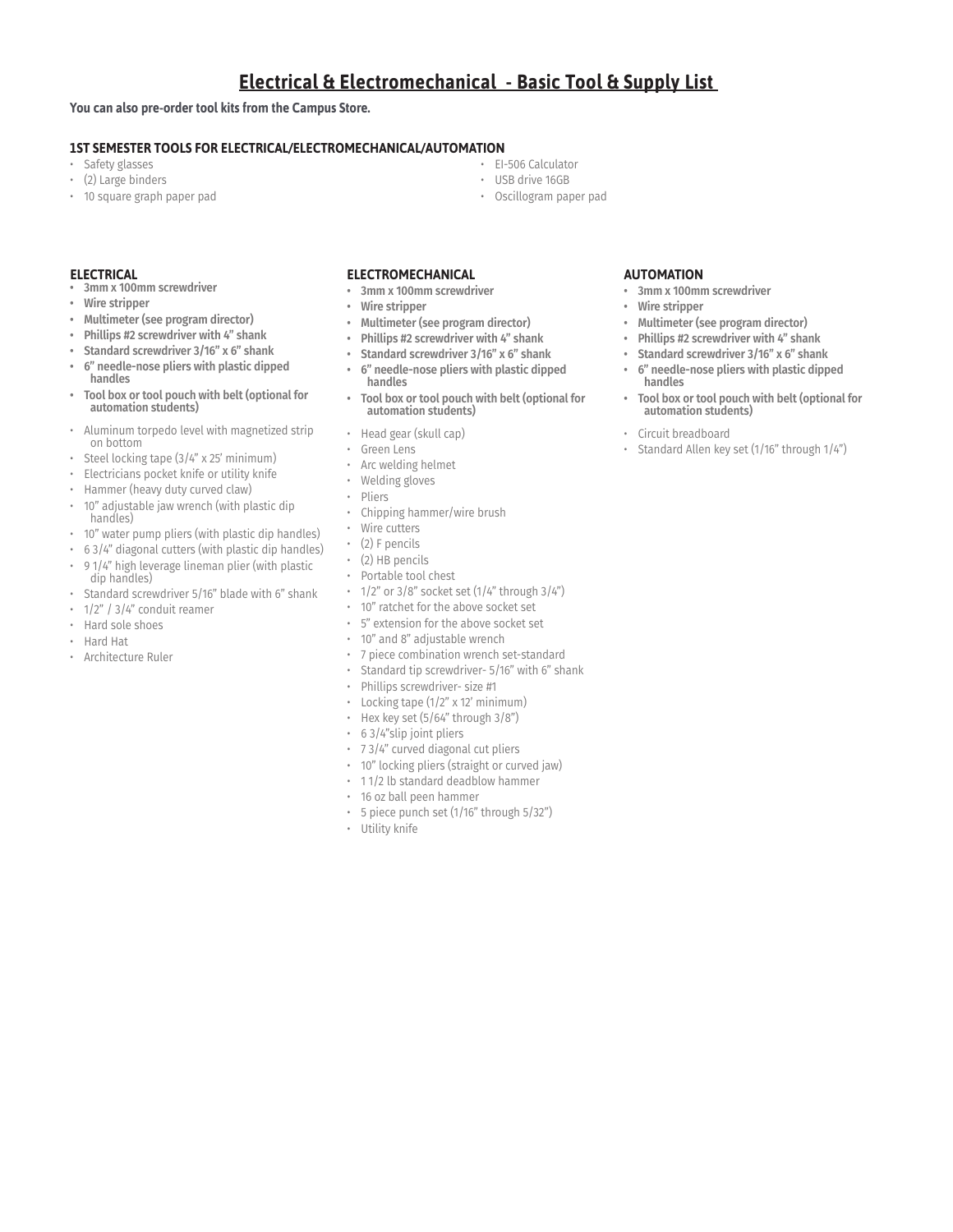# Electrical & Electromechanical - Basic Tool & Supply List

**You can also pre-order tool kits from the Campus Store.**

### 1ST SEMESTER TOOLS FOR ELECTRICAL/ELECTROMECHANICAL/AUTOMATION

- Safety glasses
- (2) Large binders
- 10 square graph paper pad
- EI-506 Calculator
- USB drive 16GB
- Oscillogram paper pad

### ELECTRICAL

- **3mm x 100mm screwdriver**
- **Wire stripper**
- **Multimeter (see program director)**
- **Phillips #2 screwdriver with 4" shank**
- **Standard screwdriver 3/16" x 6" shank**
- **6" needle-nose pliers with plastic dipped handles**
- **Tool box or tool pouch with belt (optional for automation students)**
- Aluminum torpedo level with magnetized strip on bottom
- Steel locking tape (3/4" x 25' minimum)
- Electricians pocket knife or utility knife
- Hammer (heavy duty curved claw)
- 10" adjustable jaw wrench (with plastic dip handles)
- 10" water pump pliers (with plastic dip handles)
- 6 3/4" diagonal cutters (with plastic dip handles)
- 9 1/4" high leverage lineman plier (with plastic dip handles)
- Standard screwdriver 5/16" blade with 6" shank
- 1/2" / 3/4" conduit reamer
- Hard sole shoes
- Hard Hat
- Architecture Ruler

### ELECTROMECHANICAL

- **3mm x 100mm screwdriver**
- **Wire stripper**
- **Multimeter (see program director)**
- **Phillips #2 screwdriver with 4" shank**
- **Standard screwdriver 3/16" x 6" shank**
- **6" needle-nose pliers with plastic dipped handles**
- **Tool box or tool pouch with belt (optional for automation students)**
- Head gear (skull cap)
- Green Lens
- Arc welding helmet
- Welding gloves
- Pliers
- Chipping hammer/wire brush
- Wire cutters
- (2) F pencils
- (2) HB pencils
- Portable tool chest
- 1/2" or 3/8" socket set (1/4" through 3/4")
- 10" ratchet for the above socket set
- 5" extension for the above socket set
- 10" and 8" adjustable wrench
- 7 piece combination wrench set-standard
- Standard tip screwdriver- 5/16" with 6" shank
- Phillips screwdriver- size #1
- Locking tape (1/2" x 12' minimum)
- Hex key set (5/64" through 3/8")
- 6 3/4"slip joint pliers
- 7 3/4" curved diagonal cut pliers
- 10" locking pliers (straight or curved jaw)
- 1 1/2 lb standard deadblow hammer
- 16 oz ball peen hammer
- 5 piece punch set (1/16" through 5/32")
- Utility knife

### AUTOMATION

- **3mm x 100mm screwdriver**
- **Wire stripper**
- **Multimeter (see program director)**
- **Phillips #2 screwdriver with 4" shank**
- **Standard screwdriver 3/16" x 6" shank**
- **6" needle-nose pliers with plastic dipped handles**
- **Tool box or tool pouch with belt (optional for automation students)**
- Circuit breadboard
- Standard Allen key set (1/16" through 1/4")